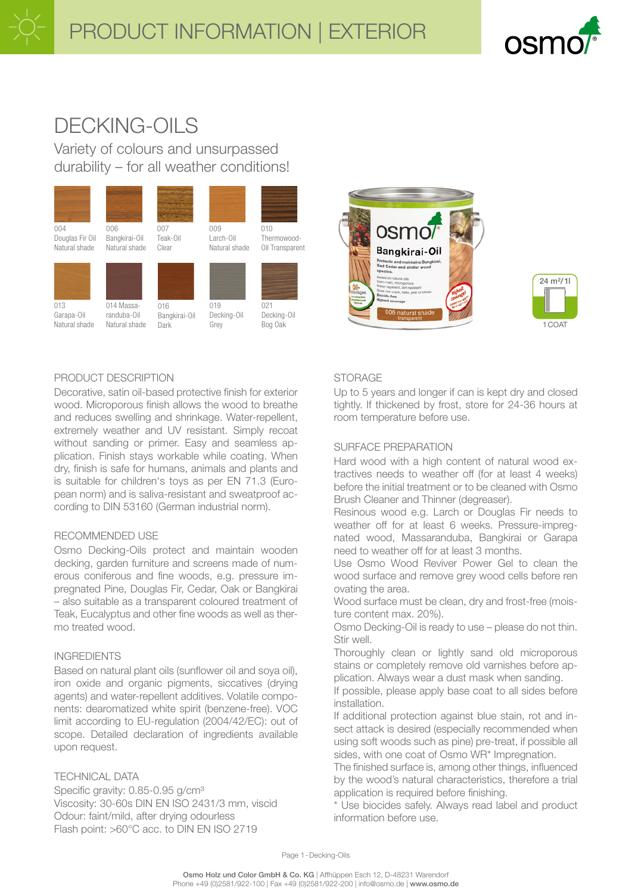# PRODUCT INFORMATION | EXTERIOR

# DECKING-OILS

## Variety of colours and unsurpassed durability – for all weather conditions!

004 Douglas Fir Oil Natural shade
006 Bangkirai-Oil Natural shade
007 Teak-Oil Clear
009 Larch-Oil Natural shade
010 Thermowood-Oil Transparent
013 Garapa-Oil Natural shade
014 Massaranduba-Oil Natural shade
016 Bangkirai-Oil Dark
019 Decking-Oil Grey
021 Decking-Oil Bog Oak

24 m²/1l
1 COAT

### PRODUCT DESCRIPTION

Decorative, satin oil-based protective finish for exterior wood. Microporous finish allows the wood to breathe and reduces swelling and shrinkage. Water-repellent, extremely weather and UV resistant. Simply recoat without sanding or primer. Easy and seamless application. Finish stays workable while coating. When dry, finish is safe for humans, animals and plants and is suitable for children's toys as per EN 71.3 (European norm) and is saliva-resistant and sweatproof according to DIN 53160 (German industrial norm).

### RECOMMENDED USE

Osmo Decking-Oils protect and maintain wooden decking, garden furniture and screens made of numerous coniferous and fine woods, e.g. pressure impregnated Pine, Douglas Fir, Cedar, Oak or Bangkirai – also suitable as a transparent coloured treatment of Teak, Eucalyptus and other fine woods as well as thermo treated wood.

### INGREDIENTS

Based on natural plant oils (sunflower oil and soya oil), iron oxide and organic pigments, siccatives (drying agents) and water-repellent additives. Volatile components: dearomatized white spirit (benzene-free). VOC limit according to EU-regulation (2004/42/EC): out of scope. Detailed declaration of ingredients available upon request.

### TECHNICAL DATA

Specific gravity: 0.85-0.95 g/cm³
Viscosity: 30-60s DIN EN ISO 2431/3 mm, viscid
Odour: faint/mild, after drying odourless
Flash point: >60°C acc. to DIN EN ISO 2719

### STORAGE

Up to 5 years and longer if can is kept dry and closed tightly. If thickened by frost, store for 24-36 hours at room temperature before use.

### SURFACE PREPARATION

Hard wood with a high content of natural wood extractives needs to weather off (for at least 4 weeks) before the initial treatment or to be cleaned with Osmo Brush Cleaner and Thinner (degreaser).
Resinous wood e.g. Larch or Douglas Fir needs to weather off for at least 6 weeks. Pressure-impregnated wood, Massaranduba, Bangkirai or Garapa need to weather off for at least 3 months.
Use Osmo Wood Reviver Power Gel to clean the wood surface and remove grey wood cells before renovating the area.
Wood surface must be clean, dry and frost-free (moisture content max. 20%).
Osmo Decking-Oil is ready to use – please do not thin. Stir well.
Thoroughly clean or lightly sand old microporous stains or completely remove old varnishes before application. Always wear a dust mask when sanding.
If possible, please apply base coat to all sides before installation.
If additional protection against blue stain, rot and insect attack is desired (especially recommended when using soft woods such as pine) pre-treat, if possible all sides, with one coat of Osmo WR* Impregnation.
The finished surface is, among other things, influenced by the wood's natural characteristics, therefore a trial application is required before finishing.
\* Use biocides safely. Always read label and product information before use.

Osmo Holz und Color GmbH & Co. KG | Affhüppen Esch 12, D-48231 Warendorf
Phone +49 (0)2581/922-100 | Fax +49 (0)2581/922-200 | info@osmo.de | www.osmo.de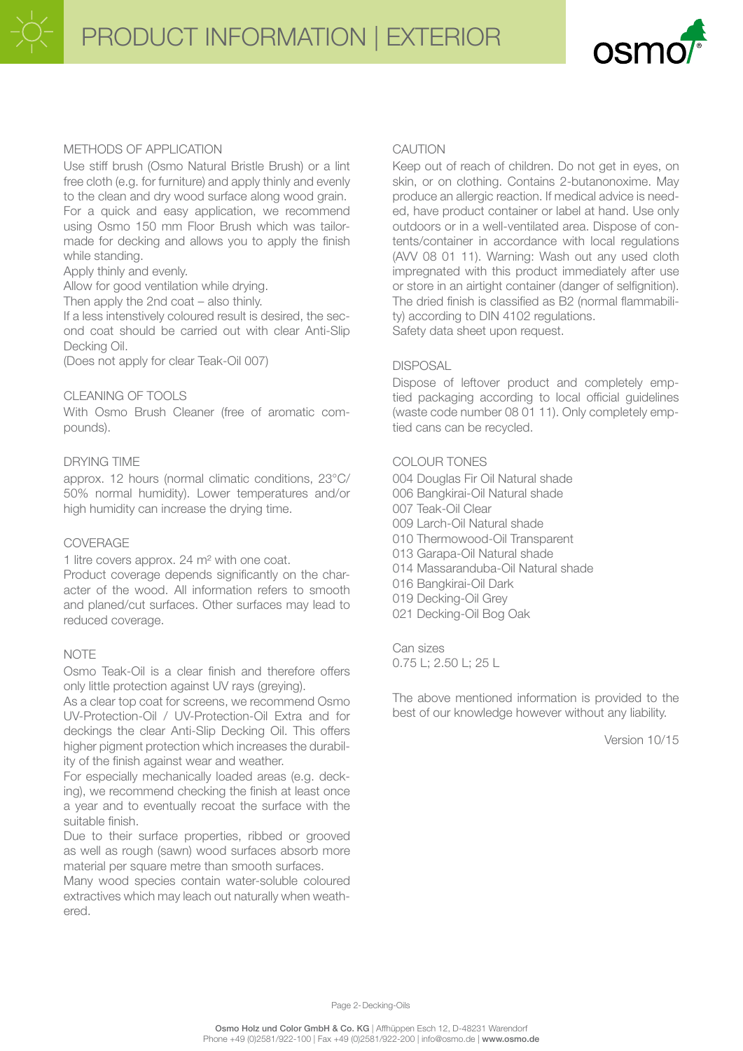## METHODS OF APPLICATION

Use stiff brush (Osmo Natural Bristle Brush) or a lint free cloth (e.g. for furniture) and apply thinly and evenly to the clean and dry wood surface along wood grain. For a quick and easy application, we recommend using Osmo 150 mm Floor Brush which was tailor-made for decking and allows you to apply the finish while standing.

Apply thinly and evenly.

Allow for good ventilation while drying.

Then apply the 2nd coat – also thinly.

If a less intensively coloured result is desired, the second coat should be carried out with clear Anti-Slip Decking Oil.

(Does not apply for clear Teak-Oil 007)

## CLEANING OF TOOLS

With Osmo Brush Cleaner (free of aromatic compounds).

## DRYING TIME

approx. 12 hours (normal climatic conditions, 23°C/ 50% normal humidity). Lower temperatures and/or high humidity can increase the drying time.

## COVERAGE

1 litre covers approx. 24 m² with one coat.

Product coverage depends significantly on the character of the wood. All information refers to smooth and planed/cut surfaces. Other surfaces may lead to reduced coverage.

## NOTE

Osmo Teak-Oil is a clear finish and therefore offers only little protection against UV rays (greying).

As a clear top coat for screens, we recommend Osmo UV-Protection-Oil / UV-Protection-Oil Extra and for deckings the clear Anti-Slip Decking Oil. This offers higher pigment protection which increases the durability of the finish against wear and weather.

For especially mechanically loaded areas (e.g. decking), we recommend checking the finish at least once a year and to eventually recoat the surface with the suitable finish.

Due to their surface properties, ribbed or grooved as well as rough (sawn) wood surfaces absorb more material per square metre than smooth surfaces.

Many wood species contain water-soluble coloured extractives which may leach out naturally when weathered.

## CAUTION

Keep out of reach of children. Do not get in eyes, on skin, or on clothing. Contains 2-butanonoxime. May produce an allergic reaction. If medical advice is needed, have product container or label at hand. Use only outdoors or in a well-ventilated area. Dispose of contents/container in accordance with local regulations (AVV 08 01 11). Warning: Wash out any used cloth impregnated with this product immediately after use or store in an airtight container (danger of selfignition). The dried finish is classified as B2 (normal flammability) according to DIN 4102 regulations.

Safety data sheet upon request.

## DISPOSAL

Dispose of leftover product and completely emptied packaging according to local official guidelines (waste code number 08 01 11). Only completely emptied cans can be recycled.

## COLOUR TONES

004 Douglas Fir Oil Natural shade
006 Bangkirai-Oil Natural shade
007 Teak-Oil Clear
009 Larch-Oil Natural shade
010 Thermowood-Oil Transparent
013 Garapa-Oil Natural shade
014 Massaranduba-Oil Natural shade
016 Bangkirai-Oil Dark
019 Decking-Oil Grey
021 Decking-Oil Bog Oak

Can sizes
0.75 L; 2.50 L; 25 L

The above mentioned information is provided to the best of our knowledge however without any liability.

Version 10/15

**Osmo Holz und Color GmbH & Co. KG** | Affhüppen Esch 12, D-48231 Warendorf
Phone +49 (0)2581/922-100 | Fax +49 (0)2581/922-200 | info@osmo.de | **www.osmo.de**